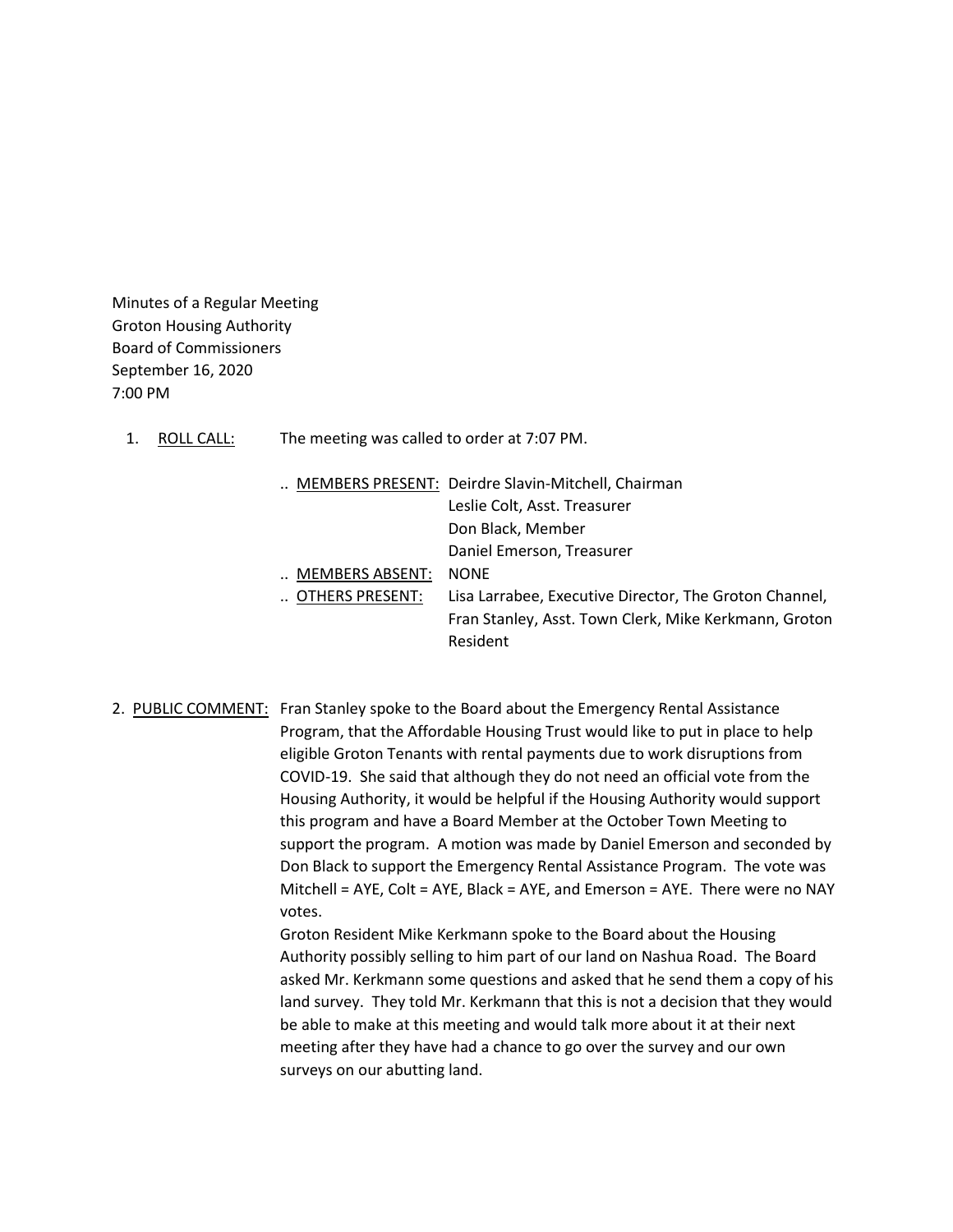Minutes of a Regular Meeting
Groton Housing Authority
Board of Commissioners
September 16, 2020
7:00 PM

1. <u>ROLL CALL:</u> The meeting was called to order at 7:07 PM.

   .. <u>MEMBERS PRESENT:</u> Deirdre Slavin-Mitchell, Chairman
   Leslie Colt, Asst. Treasurer
   Don Black, Member
   Daniel Emerson, Treasurer

   .. <u>MEMBERS ABSENT:</u> NONE

   .. <u>OTHERS PRESENT:</u> Lisa Larrabee, Executive Director, The Groton Channel, Fran Stanley, Asst. Town Clerk, Mike Kerkmann, Groton Resident

2. <u>PUBLIC COMMENT:</u> Fran Stanley spoke to the Board about the Emergency Rental Assistance Program, that the Affordable Housing Trust would like to put in place to help eligible Groton Tenants with rental payments due to work disruptions from COVID-19. She said that although they do not need an official vote from the Housing Authority, it would be helpful if the Housing Authority would support this program and have a Board Member at the October Town Meeting to support the program. A motion was made by Daniel Emerson and seconded by Don Black to support the Emergency Rental Assistance Program. The vote was Mitchell = AYE, Colt = AYE, Black = AYE, and Emerson = AYE. There were no NAY votes.

   Groton Resident Mike Kerkmann spoke to the Board about the Housing Authority possibly selling to him part of our land on Nashua Road. The Board asked Mr. Kerkmann some questions and asked that he send them a copy of his land survey. They told Mr. Kerkmann that this is not a decision that they would be able to make at this meeting and would talk more about it at their next meeting after they have had a chance to go over the survey and our own surveys on our abutting land.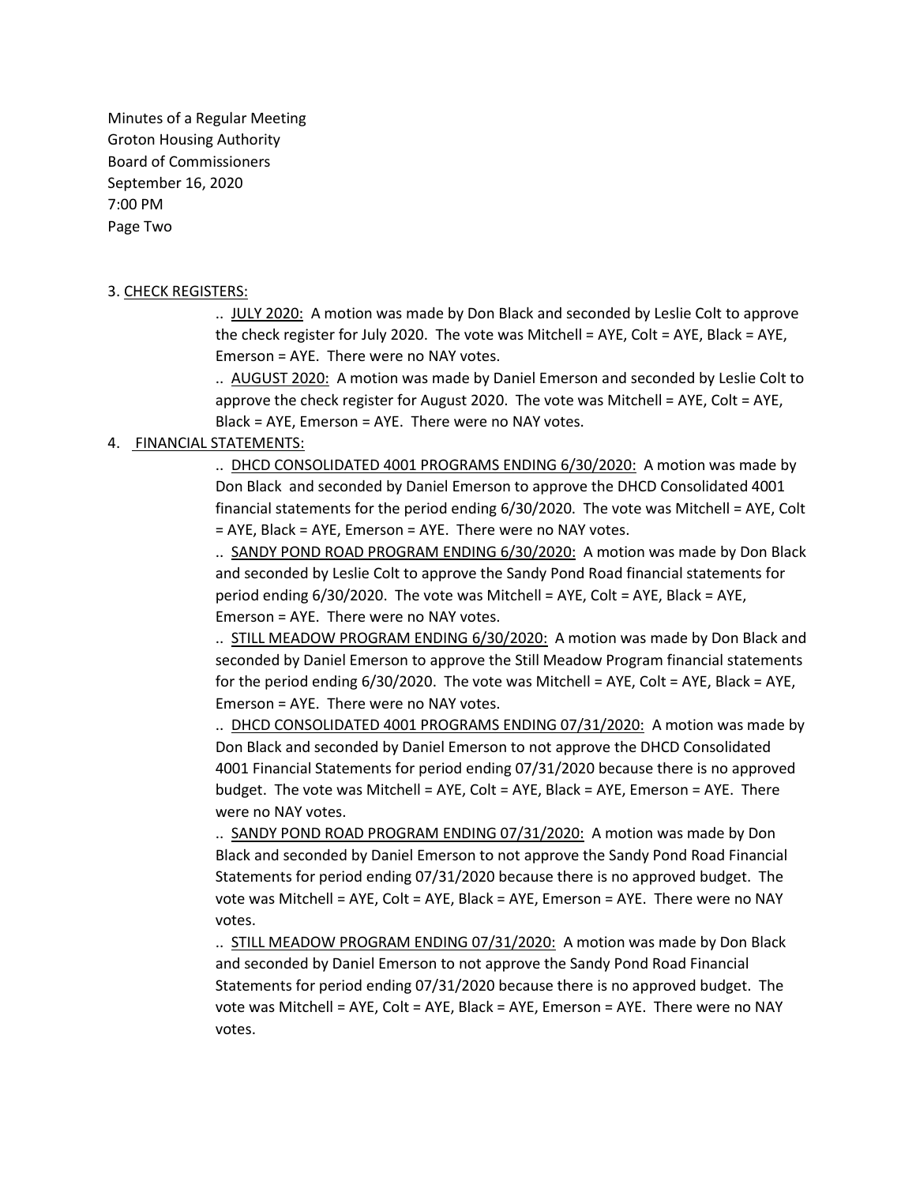Minutes of a Regular Meeting
Groton Housing Authority
Board of Commissioners
September 16, 2020
7:00 PM
Page Two

3. CHECK REGISTERS:

.. JULY 2020: A motion was made by Don Black and seconded by Leslie Colt to approve the check register for July 2020. The vote was Mitchell = AYE, Colt = AYE, Black = AYE, Emerson = AYE. There were no NAY votes.

.. AUGUST 2020: A motion was made by Daniel Emerson and seconded by Leslie Colt to approve the check register for August 2020. The vote was Mitchell = AYE, Colt = AYE, Black = AYE, Emerson = AYE. There were no NAY votes.

4. FINANCIAL STATEMENTS:

.. DHCD CONSOLIDATED 4001 PROGRAMS ENDING 6/30/2020: A motion was made by Don Black and seconded by Daniel Emerson to approve the DHCD Consolidated 4001 financial statements for the period ending 6/30/2020. The vote was Mitchell = AYE, Colt = AYE, Black = AYE, Emerson = AYE. There were no NAY votes.

.. SANDY POND ROAD PROGRAM ENDING 6/30/2020: A motion was made by Don Black and seconded by Leslie Colt to approve the Sandy Pond Road financial statements for period ending 6/30/2020. The vote was Mitchell = AYE, Colt = AYE, Black = AYE, Emerson = AYE. There were no NAY votes.

.. STILL MEADOW PROGRAM ENDING 6/30/2020: A motion was made by Don Black and seconded by Daniel Emerson to approve the Still Meadow Program financial statements for the period ending 6/30/2020. The vote was Mitchell = AYE, Colt = AYE, Black = AYE, Emerson = AYE. There were no NAY votes.

.. DHCD CONSOLIDATED 4001 PROGRAMS ENDING 07/31/2020: A motion was made by Don Black and seconded by Daniel Emerson to not approve the DHCD Consolidated 4001 Financial Statements for period ending 07/31/2020 because there is no approved budget. The vote was Mitchell = AYE, Colt = AYE, Black = AYE, Emerson = AYE. There were no NAY votes.

.. SANDY POND ROAD PROGRAM ENDING 07/31/2020: A motion was made by Don Black and seconded by Daniel Emerson to not approve the Sandy Pond Road Financial Statements for period ending 07/31/2020 because there is no approved budget. The vote was Mitchell = AYE, Colt = AYE, Black = AYE, Emerson = AYE. There were no NAY votes.

.. STILL MEADOW PROGRAM ENDING 07/31/2020: A motion was made by Don Black and seconded by Daniel Emerson to not approve the Sandy Pond Road Financial Statements for period ending 07/31/2020 because there is no approved budget. The vote was Mitchell = AYE, Colt = AYE, Black = AYE, Emerson = AYE. There were no NAY votes.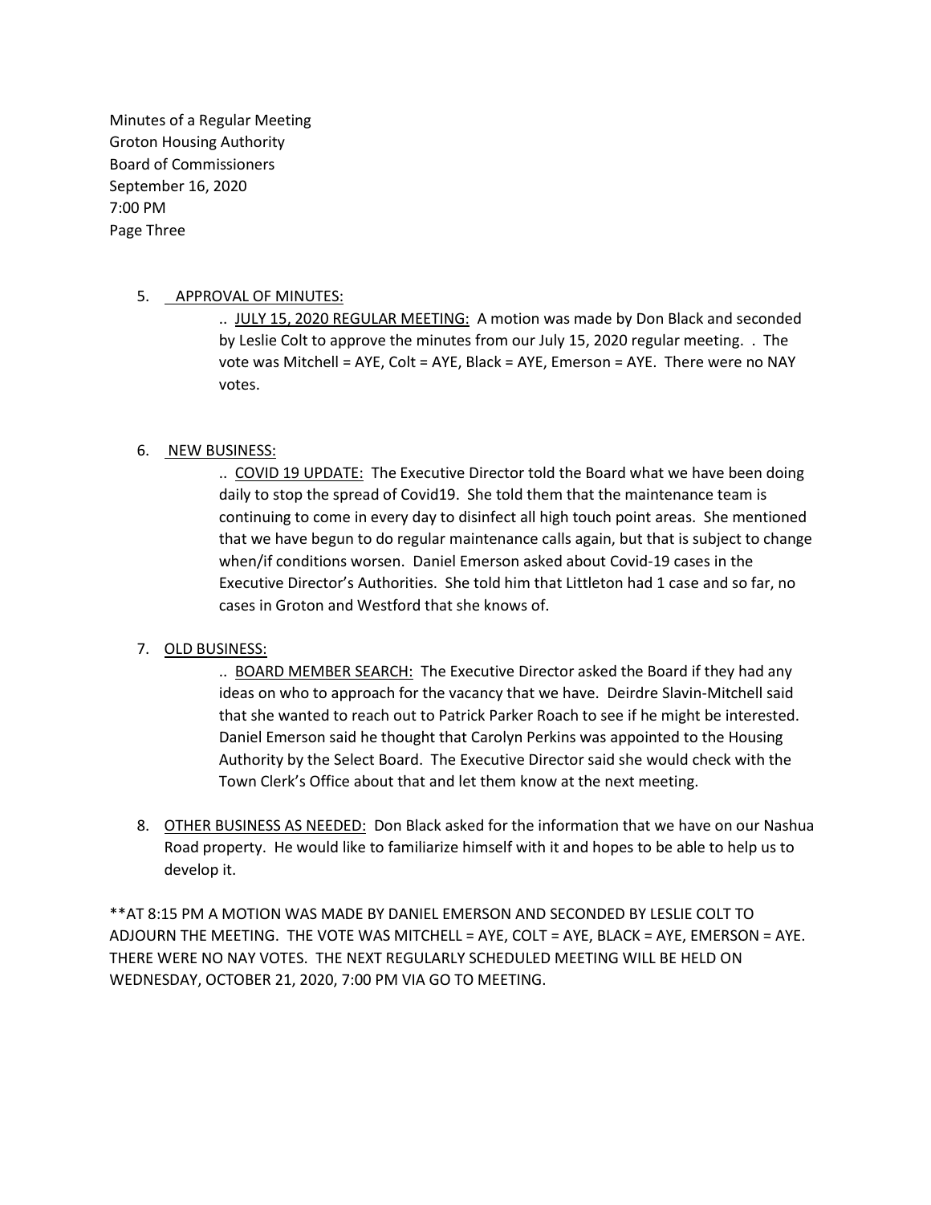Minutes of a Regular Meeting
Groton Housing Authority
Board of Commissioners
September 16, 2020
7:00 PM
Page Three

5. APPROVAL OF MINUTES:

   .. JULY 15, 2020 REGULAR MEETING: A motion was made by Don Black and seconded by Leslie Colt to approve the minutes from our July 15, 2020 regular meeting. . The vote was Mitchell = AYE, Colt = AYE, Black = AYE, Emerson = AYE. There were no NAY votes.

6. NEW BUSINESS:

   .. COVID 19 UPDATE: The Executive Director told the Board what we have been doing daily to stop the spread of Covid19. She told them that the maintenance team is continuing to come in every day to disinfect all high touch point areas. She mentioned that we have begun to do regular maintenance calls again, but that is subject to change when/if conditions worsen. Daniel Emerson asked about Covid-19 cases in the Executive Director's Authorities. She told him that Littleton had 1 case and so far, no cases in Groton and Westford that she knows of.

7. OLD BUSINESS:

   .. BOARD MEMBER SEARCH: The Executive Director asked the Board if they had any ideas on who to approach for the vacancy that we have. Deirdre Slavin-Mitchell said that she wanted to reach out to Patrick Parker Roach to see if he might be interested. Daniel Emerson said he thought that Carolyn Perkins was appointed to the Housing Authority by the Select Board. The Executive Director said she would check with the Town Clerk's Office about that and let them know at the next meeting.

8. OTHER BUSINESS AS NEEDED: Don Black asked for the information that we have on our Nashua Road property. He would like to familiarize himself with it and hopes to be able to help us to develop it.

**AT 8:15 PM A MOTION WAS MADE BY DANIEL EMERSON AND SECONDED BY LESLIE COLT TO ADJOURN THE MEETING. THE VOTE WAS MITCHELL = AYE, COLT = AYE, BLACK = AYE, EMERSON = AYE. THERE WERE NO NAY VOTES. THE NEXT REGULARLY SCHEDULED MEETING WILL BE HELD ON WEDNESDAY, OCTOBER 21, 2020, 7:00 PM VIA GO TO MEETING.